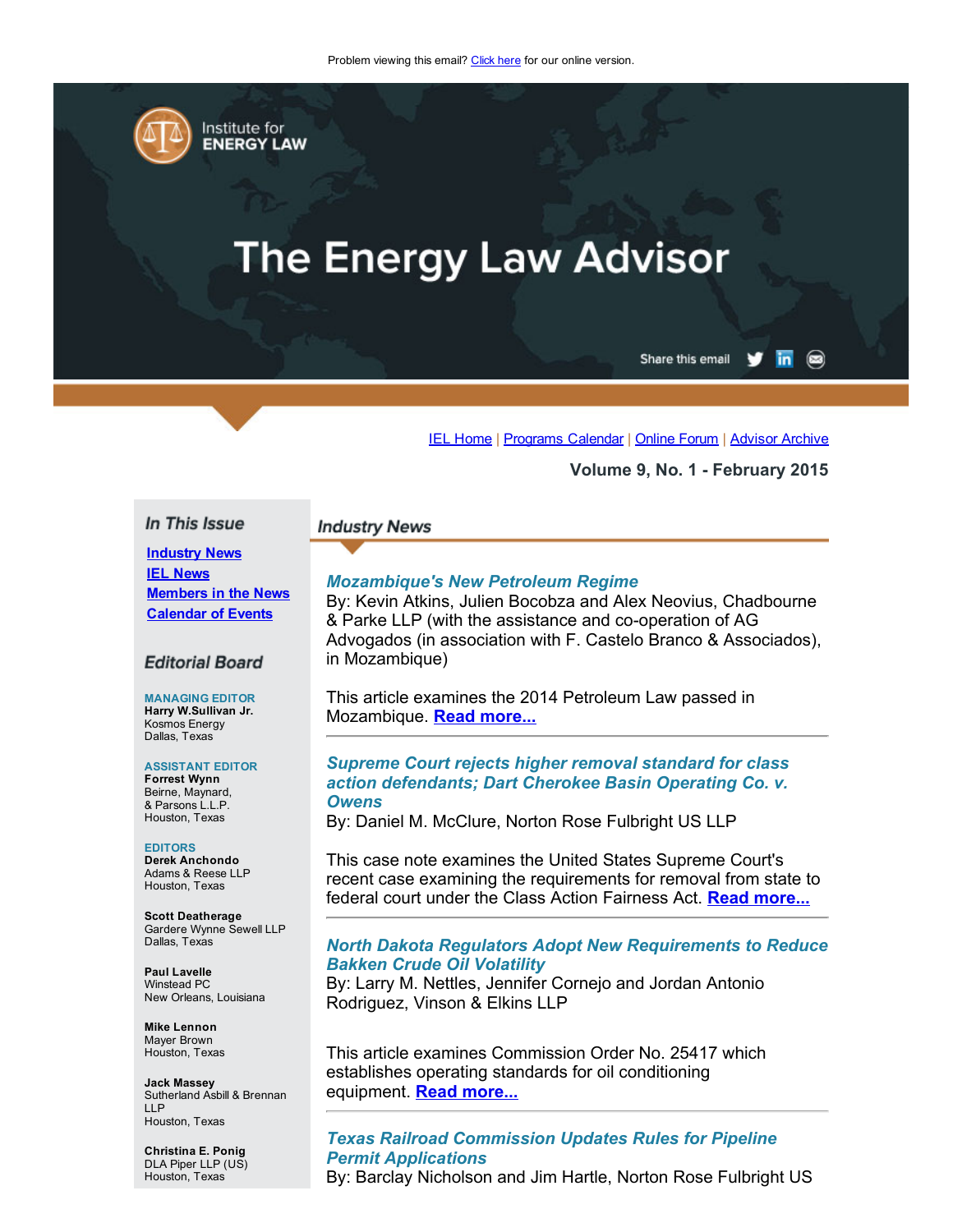Problem viewing this email? Click here for our online version.

Institute for ENERGY LAW

# The Energy Law Advisor

Share this email

IEL Home | Programs Calendar | Online Forum | Advisor Archive

**Volume 9, No. 1 - February 2015**

## In This Issue

- Industry News
- IEL News
- Members in the News
- Calendar of Events

## Editorial Board

**MANAGING EDITOR**
**Harry W.Sullivan Jr.**
Kosmos Energy
Dallas, Texas

**ASSISTANT EDITOR**
**Forrest Wynn**
Beirne, Maynard,
& Parsons L.L.P.
Houston, Texas

**EDITORS**
**Derek Anchondo**
Adams & Reese LLP
Houston, Texas

**Scott Deatherage**
Gardere Wynne Sewell LLP
Dallas, Texas

**Paul Lavelle**
Winstead PC
New Orleans, Louisiana

**Mike Lennon**
Mayer Brown
Houston, Texas

**Jack Massey**
Sutherland Asbill & Brennan LLP
Houston, Texas

**Christina E. Ponig**
DLA Piper LLP (US)
Houston, Texas

## Industry News

### *Mozambique's New Petroleum Regime*

By: Kevin Atkins, Julien Bocobza and Alex Neovius, Chadbourne & Parke LLP (with the assistance and co-operation of AG Advogados (in association with F. Castelo Branco & Associados), in Mozambique)

This article examines the 2014 Petroleum Law passed in Mozambique. **Read more...**

### *Supreme Court rejects higher removal standard for class action defendants; Dart Cherokee Basin Operating Co. v. Owens*

By: Daniel M. McClure, Norton Rose Fulbright US LLP

This case note examines the United States Supreme Court's recent case examining the requirements for removal from state to federal court under the Class Action Fairness Act. **Read more...**

### *North Dakota Regulators Adopt New Requirements to Reduce Bakken Crude Oil Volatility*

By: Larry M. Nettles, Jennifer Cornejo and Jordan Antonio Rodriguez, Vinson & Elkins LLP

This article examines Commission Order No. 25417 which establishes operating standards for oil conditioning equipment. **Read more...**

### *Texas Railroad Commission Updates Rules for Pipeline Permit Applications*

By: Barclay Nicholson and Jim Hartle, Norton Rose Fulbright US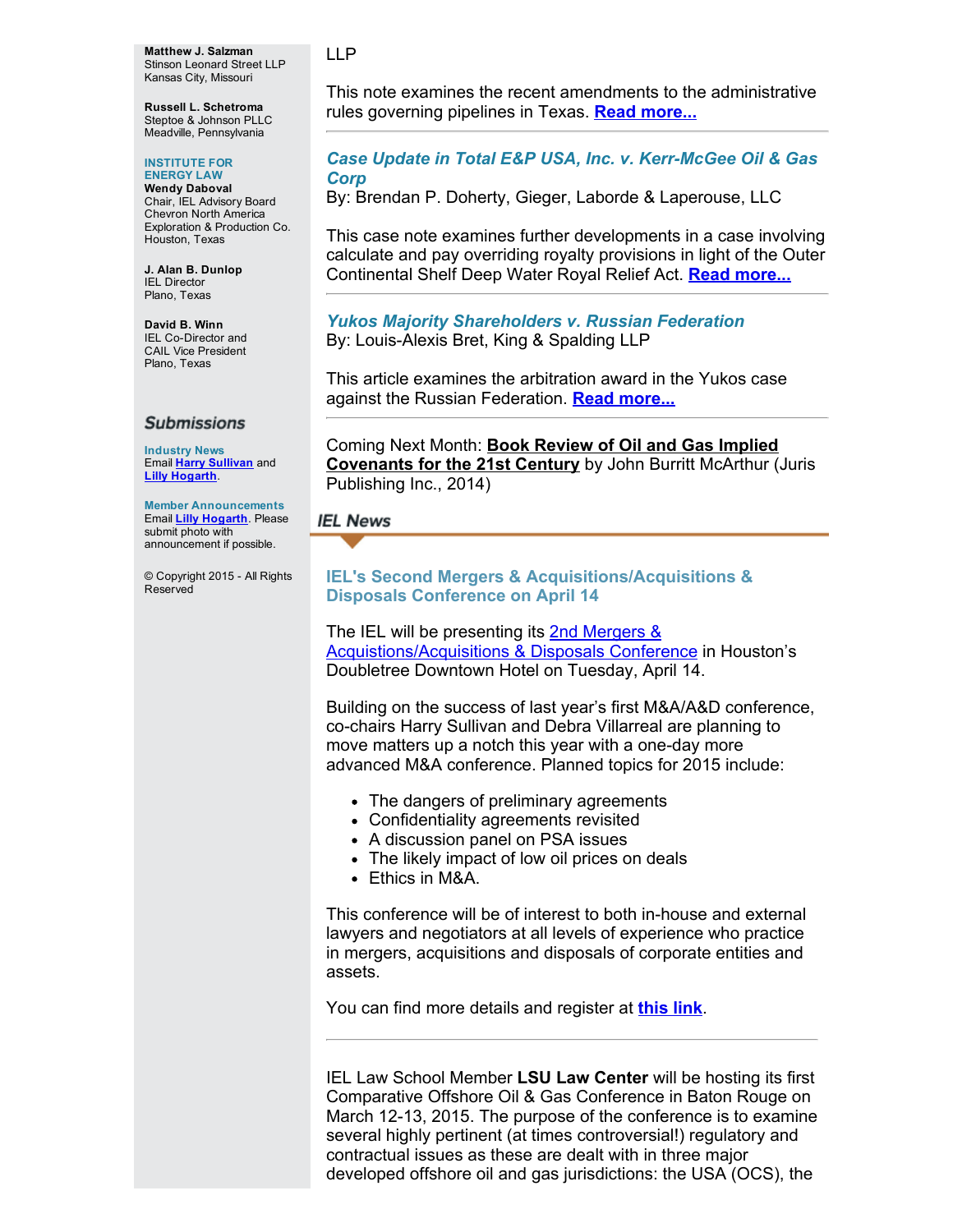**Matthew J. Salzman**
Stinson Leonard Street LLP
Kansas City, Missouri

**Russell L. Schetroma**
Steptoe & Johnson PLLC
Meadville, Pennsylvania

**INSTITUTE FOR ENERGY LAW**

**Wendy Daboval**
Chair, IEL Advisory Board
Chevron North America Exploration & Production Co.
Houston, Texas

**J. Alan B. Dunlop**
IEL Director
Plano, Texas

**David B. Winn**
IEL Co-Director and
CAIL Vice President
Plano, Texas

## Submissions

**Industry News**
Email **Harry Sullivan** and **Lilly Hogarth**.

**Member Announcements**
Email **Lilly Hogarth**. Please submit photo with announcement if possible.

© Copyright 2015 - All Rights Reserved

LLP

This note examines the recent amendments to the administrative rules governing pipelines in Texas. **Read more...**

---

### *Case Update in Total E&P USA, Inc. v. Kerr-McGee Oil & Gas Corp*

By: Brendan P. Doherty, Gieger, Laborde & Laperouse, LLC

This case note examines further developments in a case involving calculate and pay overriding royalty provisions in light of the Outer Continental Shelf Deep Water Royal Relief Act. **Read more...**

---

### *Yukos Majority Shareholders v. Russian Federation*

By: Louis-Alexis Bret, King & Spalding LLP

This article examines the arbitration award in the Yukos case against the Russian Federation. **Read more...**

---

Coming Next Month: **Book Review of Oil and Gas Implied Covenants for the 21st Century** by John Burritt McArthur (Juris Publishing Inc., 2014)

## IEL News

### IEL's Second Mergers & Acquisitions/Acquisitions & Disposals Conference on April 14

The IEL will be presenting its 2nd Mergers & Acquistions/Acquisitions & Disposals Conference in Houston's Doubletree Downtown Hotel on Tuesday, April 14.

Building on the success of last year's first M&A/A&D conference, co-chairs Harry Sullivan and Debra Villarreal are planning to move matters up a notch this year with a one-day more advanced M&A conference. Planned topics for 2015 include:

- The dangers of preliminary agreements
- Confidentiality agreements revisited
- A discussion panel on PSA issues
- The likely impact of low oil prices on deals
- Ethics in M&A.

This conference will be of interest to both in-house and external lawyers and negotiators at all levels of experience who practice in mergers, acquisitions and disposals of corporate entities and assets.

You can find more details and register at **this link**.

---

IEL Law School Member **LSU Law Center** will be hosting its first Comparative Offshore Oil & Gas Conference in Baton Rouge on March 12-13, 2015. The purpose of the conference is to examine several highly pertinent (at times controversial!) regulatory and contractual issues as these are dealt with in three major developed offshore oil and gas jurisdictions: the USA (OCS), the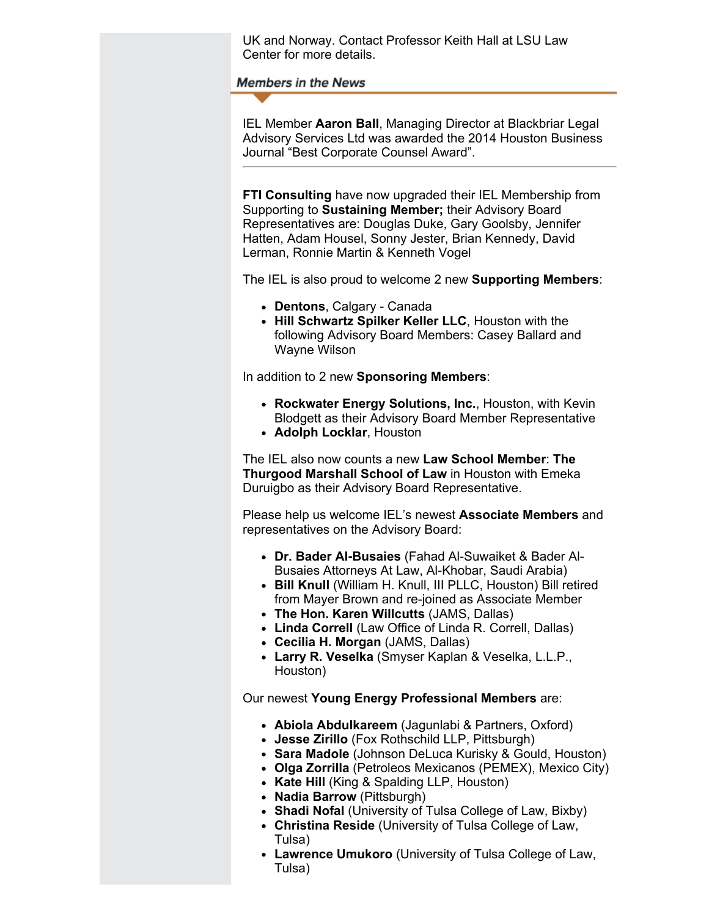UK and Norway. Contact Professor Keith Hall at LSU Law Center for more details.

## Members in the News

IEL Member **Aaron Ball**, Managing Director at Blackbriar Legal Advisory Services Ltd was awarded the 2014 Houston Business Journal "Best Corporate Counsel Award".

---

**FTI Consulting** have now upgraded their IEL Membership from Supporting to **Sustaining Member;** their Advisory Board Representatives are: Douglas Duke, Gary Goolsby, Jennifer Hatten, Adam Housel, Sonny Jester, Brian Kennedy, David Lerman, Ronnie Martin & Kenneth Vogel

The IEL is also proud to welcome 2 new **Supporting Members**:

- **Dentons**, Calgary - Canada
- **Hill Schwartz Spilker Keller LLC**, Houston with the following Advisory Board Members: Casey Ballard and Wayne Wilson

In addition to 2 new **Sponsoring Members**:

- **Rockwater Energy Solutions, Inc.**, Houston, with Kevin Blodgett as their Advisory Board Member Representative
- **Adolph Locklar**, Houston

The IEL also now counts a new **Law School Member**: **The Thurgood Marshall School of Law** in Houston with Emeka Duruigbo as their Advisory Board Representative.

Please help us welcome IEL's newest **Associate Members** and representatives on the Advisory Board:

- **Dr. Bader Al-Busaies** (Fahad Al-Suwaiket & Bader Al-Busaies Attorneys At Law, Al-Khobar, Saudi Arabia)
- **Bill Knull** (William H. Knull, III PLLC, Houston) Bill retired from Mayer Brown and re-joined as Associate Member
- **The Hon. Karen Willcutts** (JAMS, Dallas)
- **Linda Correll** (Law Office of Linda R. Correll, Dallas)
- **Cecilia H. Morgan** (JAMS, Dallas)
- **Larry R. Veselka** (Smyser Kaplan & Veselka, L.L.P., Houston)

Our newest **Young Energy Professional Members** are:

- **Abiola Abdulkareem** (Jagunlabi & Partners, Oxford)
- **Jesse Zirillo** (Fox Rothschild LLP, Pittsburgh)
- **Sara Madole** (Johnson DeLuca Kurisky & Gould, Houston)
- **Olga Zorrilla** (Petroleos Mexicanos (PEMEX), Mexico City)
- **Kate Hill** (King & Spalding LLP, Houston)
- **Nadia Barrow** (Pittsburgh)
- **Shadi Nofal** (University of Tulsa College of Law, Bixby)
- **Christina Reside** (University of Tulsa College of Law, Tulsa)
- **Lawrence Umukoro** (University of Tulsa College of Law, Tulsa)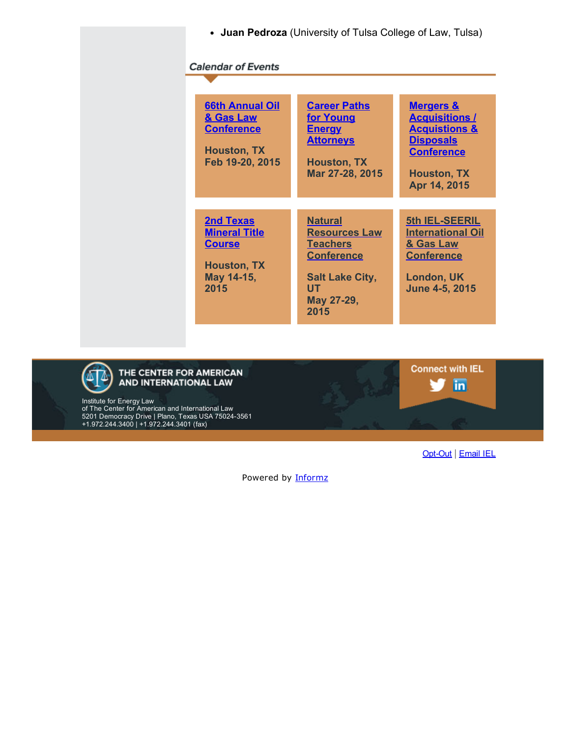- **Juan Pedroza** (University of Tulsa College of Law, Tulsa)

## Calendar of Events

**66th Annual Oil & Gas Law Conference**
**Houston, TX**
**Feb 19-20, 2015**

**Career Paths for Young Energy Attorneys**
**Houston, TX**
**Mar 27-28, 2015**

**Mergers & Acquisitions / Acquistions & Disposals Conference**
**Houston, TX**
**Apr 14, 2015**

**2nd Texas Mineral Title Course**
**Houston, TX**
**May 14-15, 2015**

**Natural Resources Law Teachers Conference**
**Salt Lake City, UT**
**May 27-29, 2015**

**5th IEL-SEERIL International Oil & Gas Law Conference**
**London, UK**
**June 4-5, 2015**

THE CENTER FOR AMERICAN AND INTERNATIONAL LAW

Institute for Energy Law
of The Center for American and International Law
5201 Democracy Drive | Plano, Texas USA 75024-3561
+1.972.244.3400 | +1.972.244.3401 (fax)

Connect with IEL

Opt-Out | Email IEL

Powered by Informz